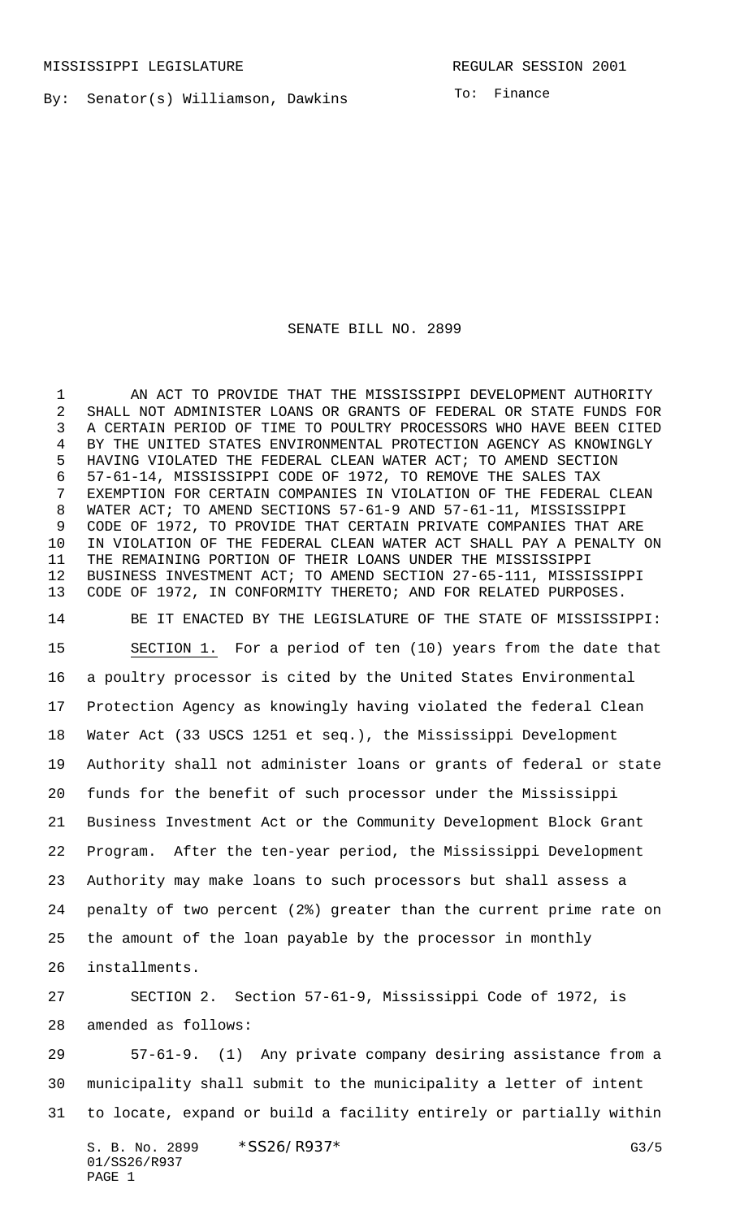MISSISSIPPI LEGISLATURE REGULAR SESSION 2001

By: Senator(s) Williamson, Dawkins

To: Finance

# SENATE BILL NO. 2899

AN ACT TO PROVIDE THAT THE MISSISSIPPI DEVELOPMENT AUTHORITY SHALL NOT ADMINISTER LOANS OR GRANTS OF FEDERAL OR STATE FUNDS FOR A CERTAIN PERIOD OF TIME TO POULTRY PROCESSORS WHO HAVE BEEN CITED BY THE UNITED STATES ENVIRONMENTAL PROTECTION AGENCY AS KNOWINGLY HAVING VIOLATED THE FEDERAL CLEAN WATER ACT; TO AMEND SECTION 57-61-14, MISSISSIPPI CODE OF 1972, TO REMOVE THE SALES TAX EXEMPTION FOR CERTAIN COMPANIES IN VIOLATION OF THE FEDERAL CLEAN WATER ACT; TO AMEND SECTIONS 57-61-9 AND 57-61-11, MISSISSIPPI CODE OF 1972, TO PROVIDE THAT CERTAIN PRIVATE COMPANIES THAT ARE IN VIOLATION OF THE FEDERAL CLEAN WATER ACT SHALL PAY A PENALTY ON THE REMAINING PORTION OF THEIR LOANS UNDER THE MISSISSIPPI BUSINESS INVESTMENT ACT; TO AMEND SECTION 27-65-111, MISSISSIPPI CODE OF 1972, IN CONFORMITY THERETO; AND FOR RELATED PURPOSES.

BE IT ENACTED BY THE LEGISLATURE OF THE STATE OF MISSISSIPPI:

SECTION 1. For a period of ten (10) years from the date that a poultry processor is cited by the United States Environmental Protection Agency as knowingly having violated the federal Clean Water Act (33 USCS 1251 et seq.), the Mississippi Development Authority shall not administer loans or grants of federal or state funds for the benefit of such processor under the Mississippi Business Investment Act or the Community Development Block Grant Program. After the ten-year period, the Mississippi Development Authority may make loans to such processors but shall assess a penalty of two percent (2%) greater than the current prime rate on the amount of the loan payable by the processor in monthly installments.

SECTION 2. Section 57-61-9, Mississippi Code of 1972, is amended as follows:

57-61-9. (1) Any private company desiring assistance from a municipality shall submit to the municipality a letter of intent to locate, expand or build a facility entirely or partially within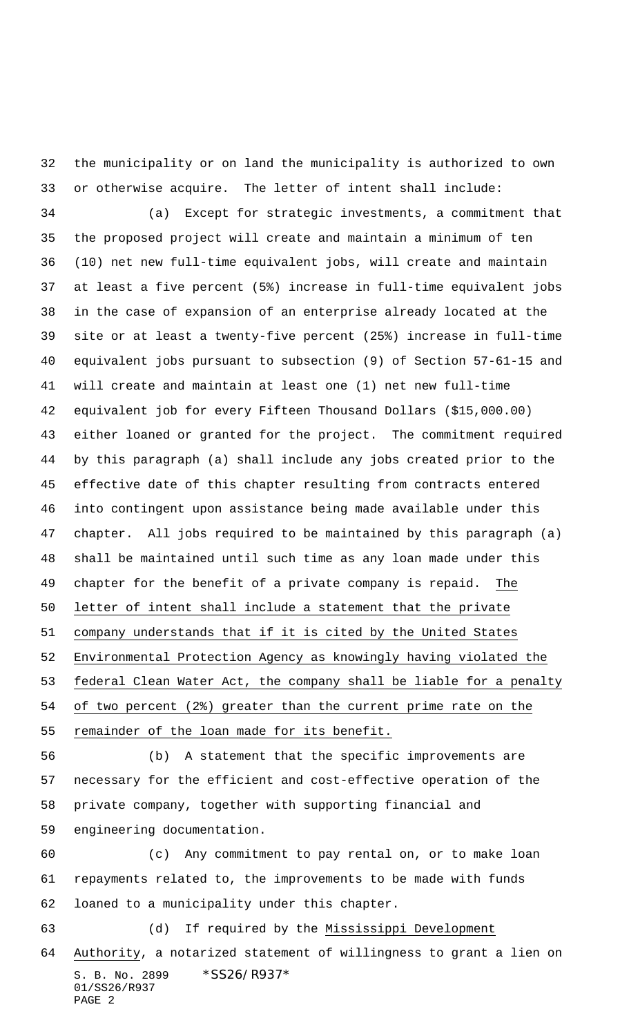the municipality or on land the municipality is authorized to own or otherwise acquire. The letter of intent shall include:

(a) Except for strategic investments, a commitment that the proposed project will create and maintain a minimum of ten (10) net new full-time equivalent jobs, will create and maintain at least a five percent (5%) increase in full-time equivalent jobs in the case of expansion of an enterprise already located at the site or at least a twenty-five percent (25%) increase in full-time equivalent jobs pursuant to subsection (9) of Section 57-61-15 and will create and maintain at least one (1) net new full-time equivalent job for every Fifteen Thousand Dollars ($15,000.00) either loaned or granted for the project. The commitment required by this paragraph (a) shall include any jobs created prior to the effective date of this chapter resulting from contracts entered into contingent upon assistance being made available under this chapter. All jobs required to be maintained by this paragraph (a) shall be maintained until such time as any loan made under this chapter for the benefit of a private company is repaid. <u>The letter of intent shall include a statement that the private company understands that if it is cited by the United States Environmental Protection Agency as knowingly having violated the federal Clean Water Act, the company shall be liable for a penalty of two percent (2%) greater than the current prime rate on the remainder of the loan made for its benefit.</u>

(b) A statement that the specific improvements are necessary for the efficient and cost-effective operation of the private company, together with supporting financial and engineering documentation.

(c) Any commitment to pay rental on, or to make loan repayments related to, the improvements to be made with funds loaned to a municipality under this chapter.

(d) If required by the <u>Mississippi Development Authority</u>, a notarized statement of willingness to grant a lien on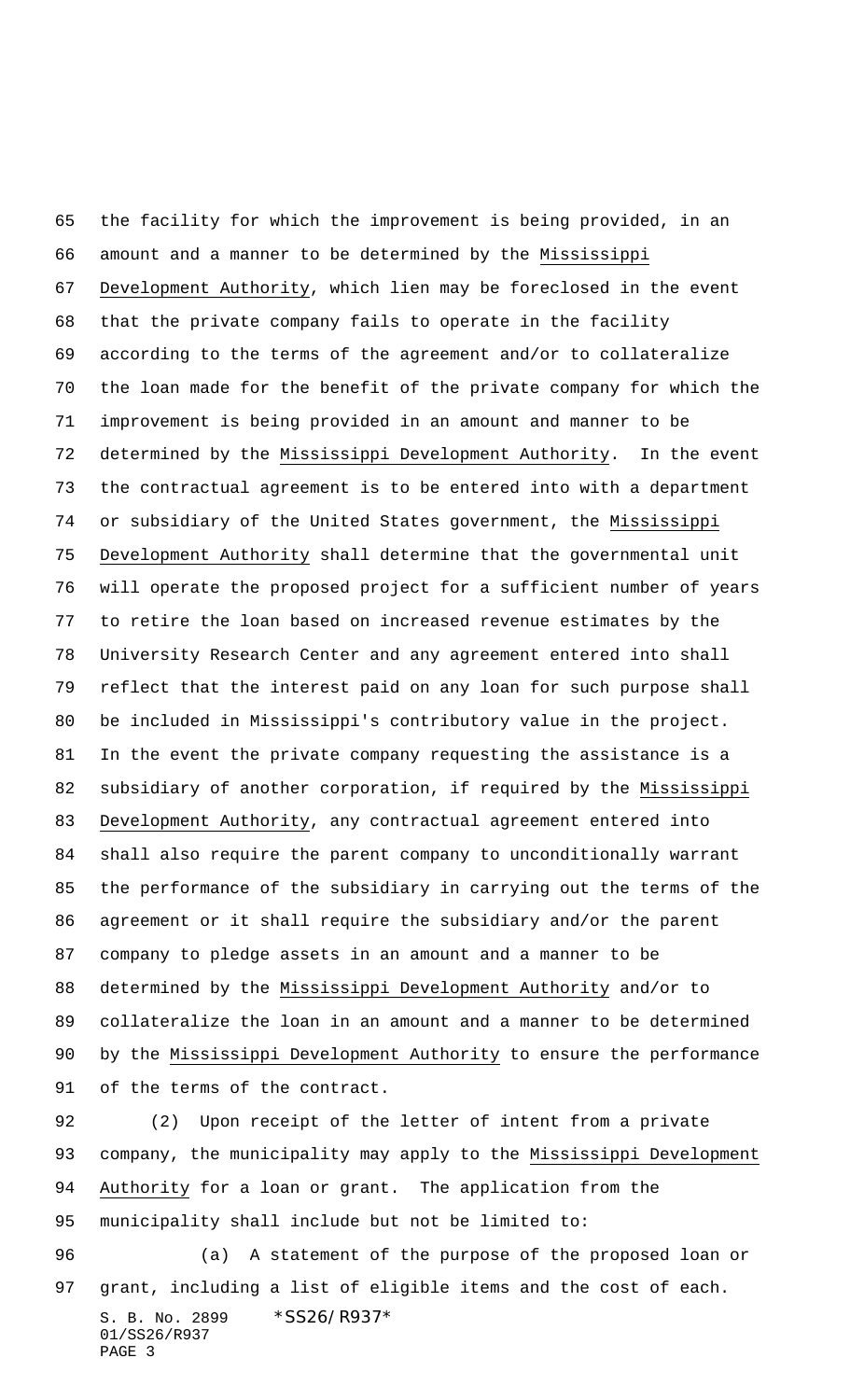the facility for which the improvement is being provided, in an amount and a manner to be determined by the Mississippi Development Authority, which lien may be foreclosed in the event that the private company fails to operate in the facility according to the terms of the agreement and/or to collateralize the loan made for the benefit of the private company for which the improvement is being provided in an amount and manner to be determined by the Mississippi Development Authority. In the event the contractual agreement is to be entered into with a department or subsidiary of the United States government, the Mississippi Development Authority shall determine that the governmental unit will operate the proposed project for a sufficient number of years to retire the loan based on increased revenue estimates by the University Research Center and any agreement entered into shall reflect that the interest paid on any loan for such purpose shall be included in Mississippi's contributory value in the project. In the event the private company requesting the assistance is a subsidiary of another corporation, if required by the Mississippi Development Authority, any contractual agreement entered into shall also require the parent company to unconditionally warrant the performance of the subsidiary in carrying out the terms of the agreement or it shall require the subsidiary and/or the parent company to pledge assets in an amount and a manner to be determined by the Mississippi Development Authority and/or to collateralize the loan in an amount and a manner to be determined by the Mississippi Development Authority to ensure the performance of the terms of the contract.

(2) Upon receipt of the letter of intent from a private company, the municipality may apply to the Mississippi Development Authority for a loan or grant. The application from the municipality shall include but not be limited to:

(a) A statement of the purpose of the proposed loan or grant, including a list of eligible items and the cost of each.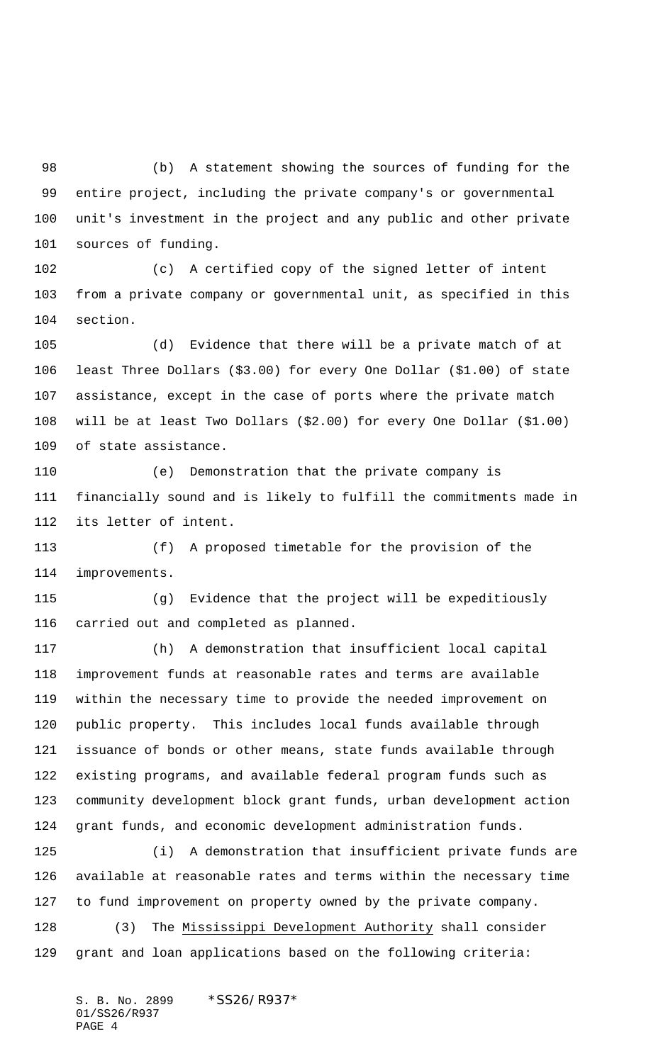(b) A statement showing the sources of funding for the entire project, including the private company's or governmental unit's investment in the project and any public and other private sources of funding.

(c) A certified copy of the signed letter of intent from a private company or governmental unit, as specified in this section.

(d) Evidence that there will be a private match of at least Three Dollars ($3.00) for every One Dollar ($1.00) of state assistance, except in the case of ports where the private match will be at least Two Dollars ($2.00) for every One Dollar ($1.00) of state assistance.

(e) Demonstration that the private company is financially sound and is likely to fulfill the commitments made in its letter of intent.

(f) A proposed timetable for the provision of the improvements.

(g) Evidence that the project will be expeditiously carried out and completed as planned.

(h) A demonstration that insufficient local capital improvement funds at reasonable rates and terms are available within the necessary time to provide the needed improvement on public property. This includes local funds available through issuance of bonds or other means, state funds available through existing programs, and available federal program funds such as community development block grant funds, urban development action grant funds, and economic development administration funds.

(i) A demonstration that insufficient private funds are available at reasonable rates and terms within the necessary time to fund improvement on property owned by the private company.

(3) The Mississippi Development Authority shall consider grant and loan applications based on the following criteria: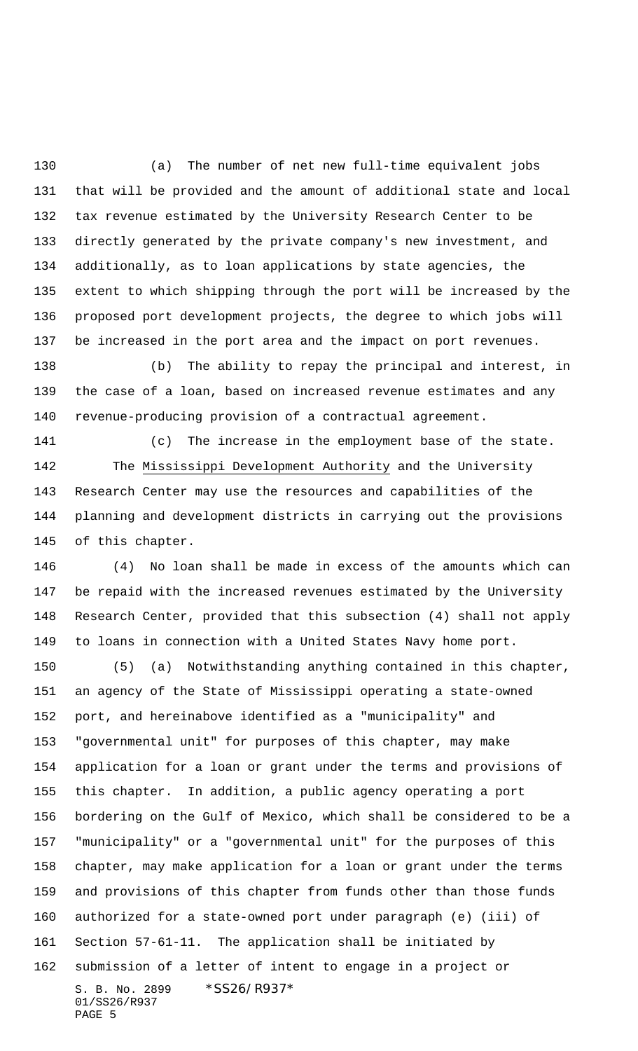(a) The number of net new full-time equivalent jobs that will be provided and the amount of additional state and local tax revenue estimated by the University Research Center to be directly generated by the private company's new investment, and additionally, as to loan applications by state agencies, the extent to which shipping through the port will be increased by the proposed port development projects, the degree to which jobs will be increased in the port area and the impact on port revenues.

(b) The ability to repay the principal and interest, in the case of a loan, based on increased revenue estimates and any revenue-producing provision of a contractual agreement.

(c) The increase in the employment base of the state.

The Mississippi Development Authority and the University Research Center may use the resources and capabilities of the planning and development districts in carrying out the provisions of this chapter.

(4) No loan shall be made in excess of the amounts which can be repaid with the increased revenues estimated by the University Research Center, provided that this subsection (4) shall not apply to loans in connection with a United States Navy home port.

(5) (a) Notwithstanding anything contained in this chapter, an agency of the State of Mississippi operating a state-owned port, and hereinabove identified as a "municipality" and "governmental unit" for purposes of this chapter, may make application for a loan or grant under the terms and provisions of this chapter. In addition, a public agency operating a port bordering on the Gulf of Mexico, which shall be considered to be a "municipality" or a "governmental unit" for the purposes of this chapter, may make application for a loan or grant under the terms and provisions of this chapter from funds other than those funds authorized for a state-owned port under paragraph (e) (iii) of Section 57-61-11. The application shall be initiated by submission of a letter of intent to engage in a project or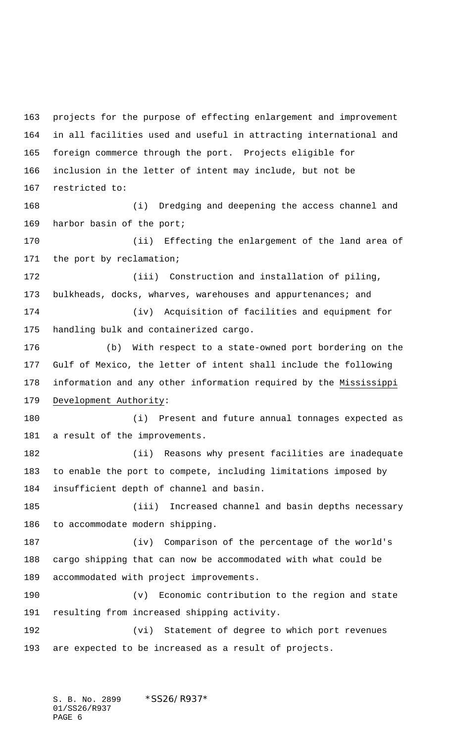projects for the purpose of effecting enlargement and improvement in all facilities used and useful in attracting international and foreign commerce through the port. Projects eligible for inclusion in the letter of intent may include, but not be restricted to:

(i) Dredging and deepening the access channel and harbor basin of the port;

(ii) Effecting the enlargement of the land area of the port by reclamation;

(iii) Construction and installation of piling, bulkheads, docks, wharves, warehouses and appurtenances; and

(iv) Acquisition of facilities and equipment for handling bulk and containerized cargo.

(b) With respect to a state-owned port bordering on the Gulf of Mexico, the letter of intent shall include the following information and any other information required by the <u>Mississippi Development Authority</u>:

(i) Present and future annual tonnages expected as a result of the improvements.

(ii) Reasons why present facilities are inadequate to enable the port to compete, including limitations imposed by insufficient depth of channel and basin.

(iii) Increased channel and basin depths necessary to accommodate modern shipping.

(iv) Comparison of the percentage of the world's cargo shipping that can now be accommodated with what could be accommodated with project improvements.

(v) Economic contribution to the region and state resulting from increased shipping activity.

(vi) Statement of degree to which port revenues are expected to be increased as a result of projects.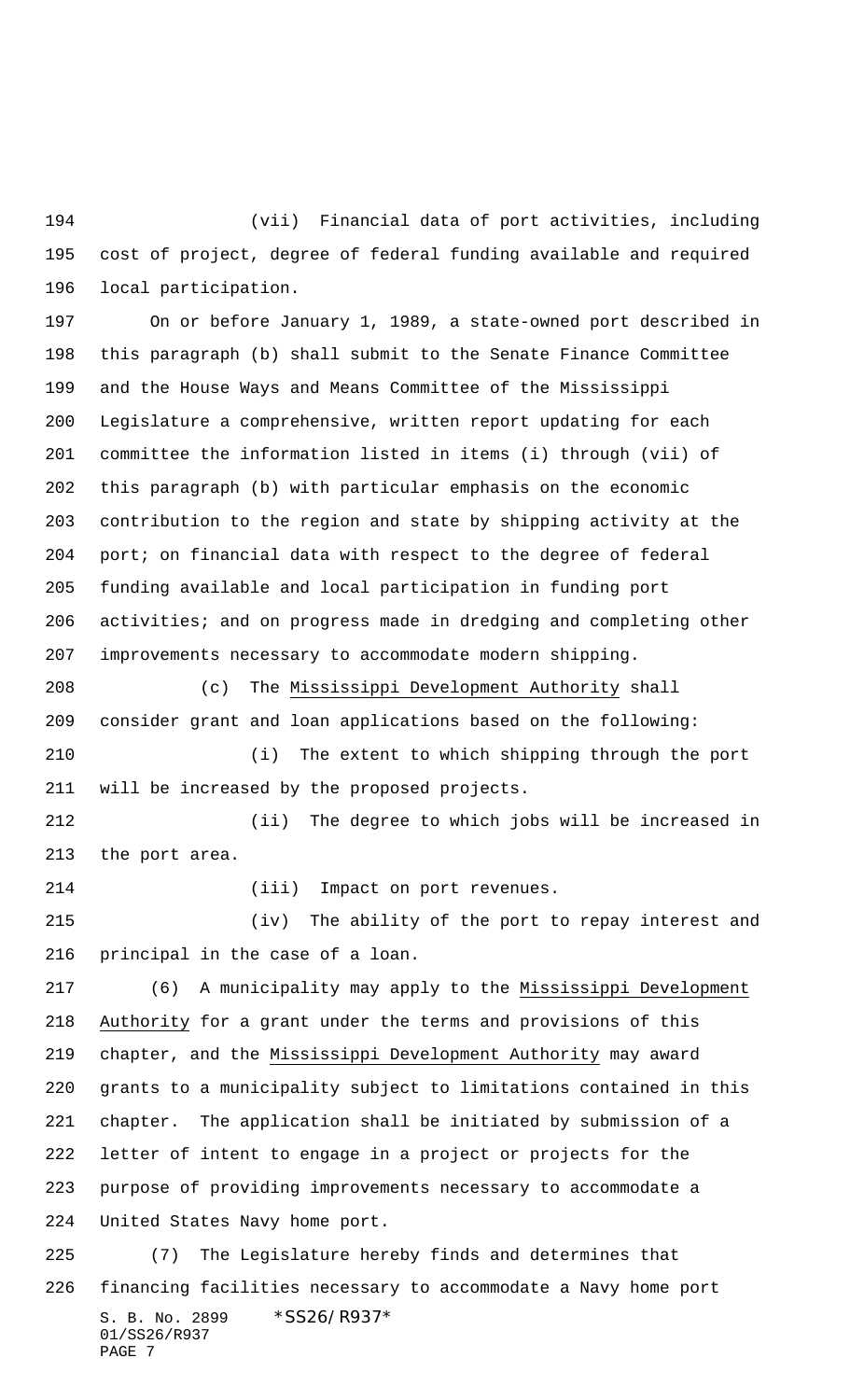(vii) Financial data of port activities, including cost of project, degree of federal funding available and required local participation.

On or before January 1, 1989, a state-owned port described in this paragraph (b) shall submit to the Senate Finance Committee and the House Ways and Means Committee of the Mississippi Legislature a comprehensive, written report updating for each committee the information listed in items (i) through (vii) of this paragraph (b) with particular emphasis on the economic contribution to the region and state by shipping activity at the port; on financial data with respect to the degree of federal funding available and local participation in funding port activities; and on progress made in dredging and completing other improvements necessary to accommodate modern shipping.

(c) The Mississippi Development Authority shall consider grant and loan applications based on the following:

(i) The extent to which shipping through the port will be increased by the proposed projects.

(ii) The degree to which jobs will be increased in the port area.

(iii) Impact on port revenues.

(iv) The ability of the port to repay interest and principal in the case of a loan.

(6) A municipality may apply to the Mississippi Development Authority for a grant under the terms and provisions of this chapter, and the Mississippi Development Authority may award grants to a municipality subject to limitations contained in this chapter. The application shall be initiated by submission of a letter of intent to engage in a project or projects for the purpose of providing improvements necessary to accommodate a United States Navy home port.

(7) The Legislature hereby finds and determines that financing facilities necessary to accommodate a Navy home port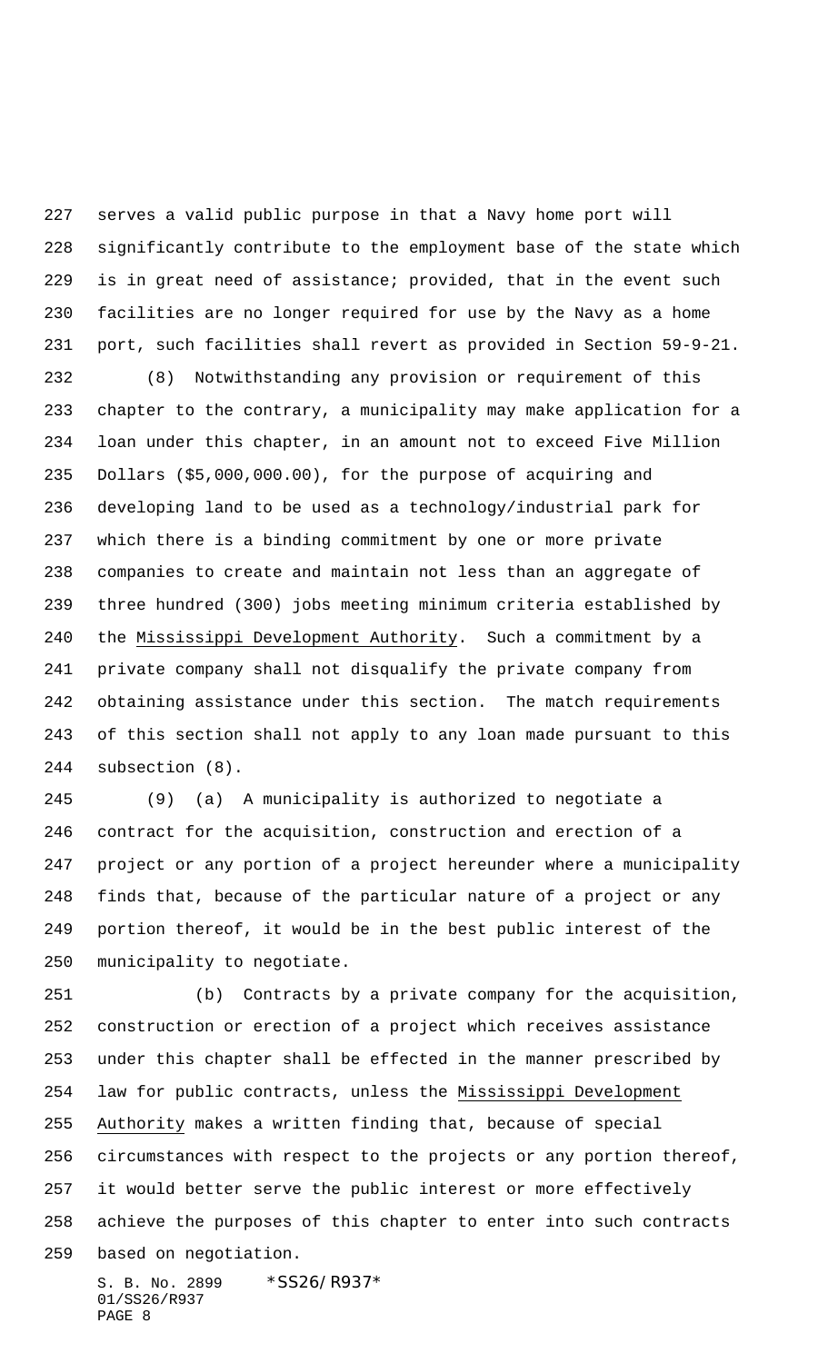serves a valid public purpose in that a Navy home port will significantly contribute to the employment base of the state which is in great need of assistance; provided, that in the event such facilities are no longer required for use by the Navy as a home port, such facilities shall revert as provided in Section 59-9-21.

(8) Notwithstanding any provision or requirement of this chapter to the contrary, a municipality may make application for a loan under this chapter, in an amount not to exceed Five Million Dollars ($5,000,000.00), for the purpose of acquiring and developing land to be used as a technology/industrial park for which there is a binding commitment by one or more private companies to create and maintain not less than an aggregate of three hundred (300) jobs meeting minimum criteria established by the Mississippi Development Authority. Such a commitment by a private company shall not disqualify the private company from obtaining assistance under this section. The match requirements of this section shall not apply to any loan made pursuant to this subsection (8).

(9) (a) A municipality is authorized to negotiate a contract for the acquisition, construction and erection of a project or any portion of a project hereunder where a municipality finds that, because of the particular nature of a project or any portion thereof, it would be in the best public interest of the municipality to negotiate.

(b) Contracts by a private company for the acquisition, construction or erection of a project which receives assistance under this chapter shall be effected in the manner prescribed by law for public contracts, unless the Mississippi Development Authority makes a written finding that, because of special circumstances with respect to the projects or any portion thereof, it would better serve the public interest or more effectively achieve the purposes of this chapter to enter into such contracts based on negotiation.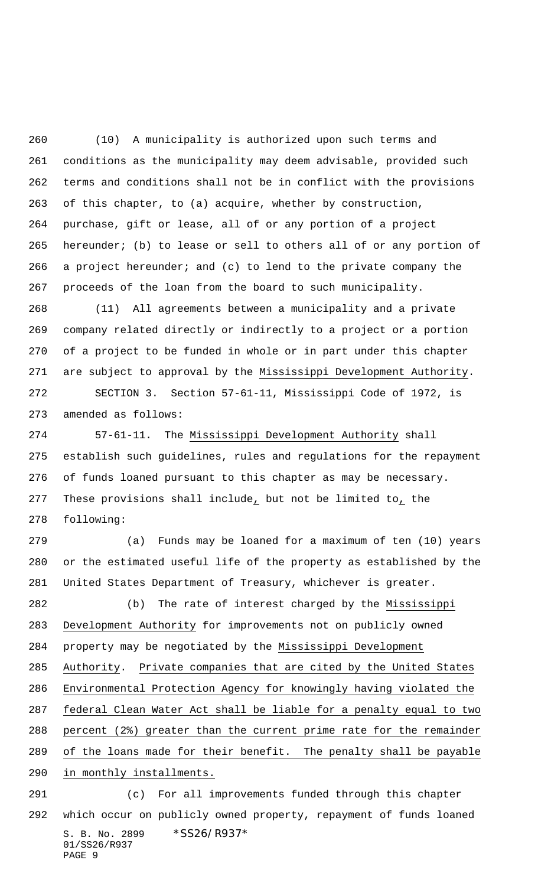(10) A municipality is authorized upon such terms and conditions as the municipality may deem advisable, provided such terms and conditions shall not be in conflict with the provisions of this chapter, to (a) acquire, whether by construction, purchase, gift or lease, all of or any portion of a project hereunder; (b) to lease or sell to others all of or any portion of a project hereunder; and (c) to lend to the private company the proceeds of the loan from the board to such municipality.

(11) All agreements between a municipality and a private company related directly or indirectly to a project or a portion of a project to be funded in whole or in part under this chapter are subject to approval by the Mississippi Development Authority.

SECTION 3. Section 57-61-11, Mississippi Code of 1972, is amended as follows:

57-61-11. The Mississippi Development Authority shall establish such guidelines, rules and regulations for the repayment of funds loaned pursuant to this chapter as may be necessary. These provisions shall include, but not be limited to, the following:

(a) Funds may be loaned for a maximum of ten (10) years or the estimated useful life of the property as established by the United States Department of Treasury, whichever is greater.

(b) The rate of interest charged by the Mississippi Development Authority for improvements not on publicly owned property may be negotiated by the Mississippi Development Authority. Private companies that are cited by the United States Environmental Protection Agency for knowingly having violated the federal Clean Water Act shall be liable for a penalty equal to two percent (2%) greater than the current prime rate for the remainder of the loans made for their benefit. The penalty shall be payable in monthly installments.

(c) For all improvements funded through this chapter which occur on publicly owned property, repayment of funds loaned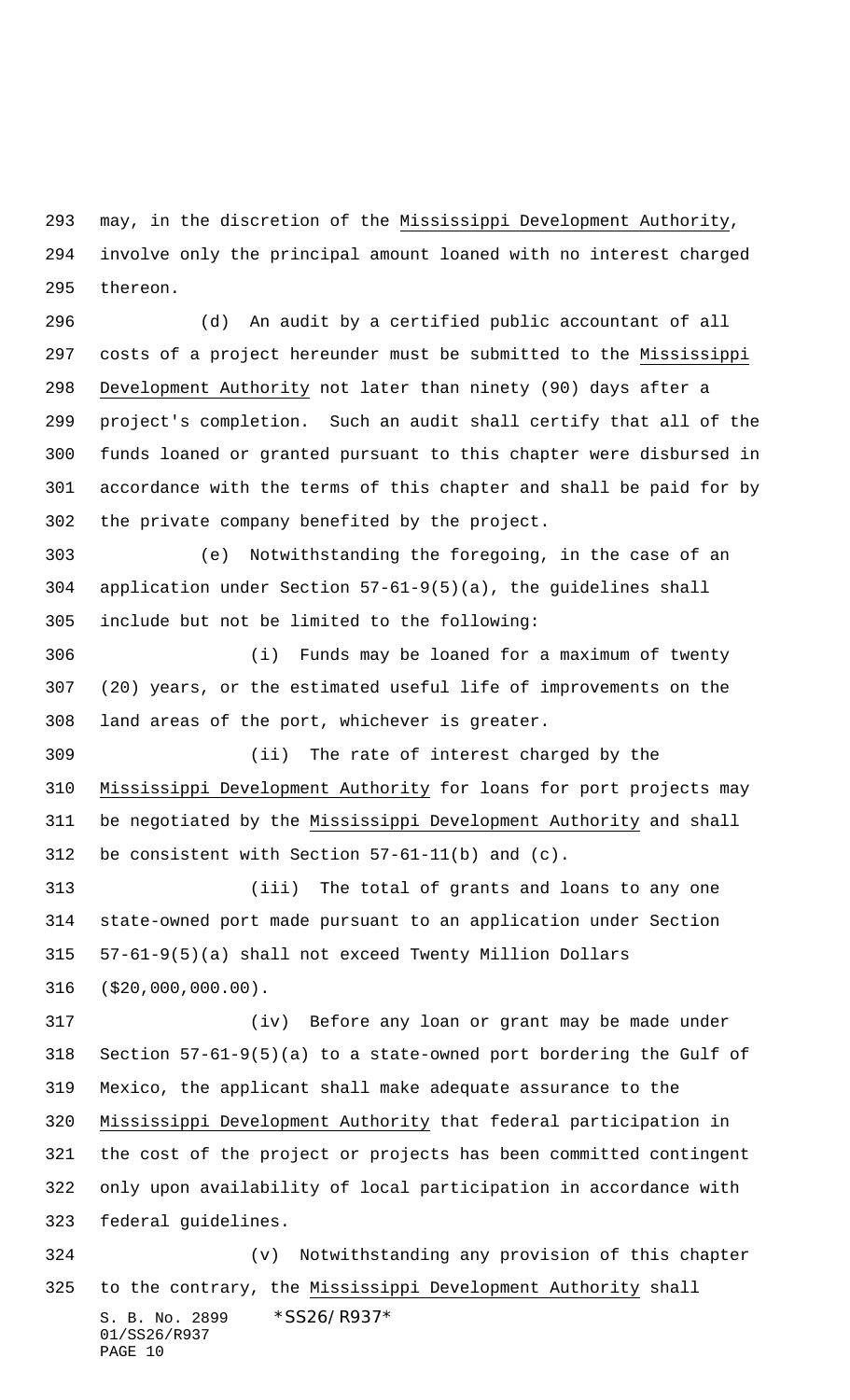may, in the discretion of the Mississippi Development Authority, involve only the principal amount loaned with no interest charged thereon.

(d) An audit by a certified public accountant of all costs of a project hereunder must be submitted to the Mississippi Development Authority not later than ninety (90) days after a project's completion. Such an audit shall certify that all of the funds loaned or granted pursuant to this chapter were disbursed in accordance with the terms of this chapter and shall be paid for by the private company benefited by the project.

(e) Notwithstanding the foregoing, in the case of an application under Section 57-61-9(5)(a), the guidelines shall include but not be limited to the following:

(i) Funds may be loaned for a maximum of twenty (20) years, or the estimated useful life of improvements on the land areas of the port, whichever is greater.

(ii) The rate of interest charged by the Mississippi Development Authority for loans for port projects may be negotiated by the Mississippi Development Authority and shall be consistent with Section 57-61-11(b) and (c).

(iii) The total of grants and loans to any one state-owned port made pursuant to an application under Section 57-61-9(5)(a) shall not exceed Twenty Million Dollars ($20,000,000.00).

(iv) Before any loan or grant may be made under Section 57-61-9(5)(a) to a state-owned port bordering the Gulf of Mexico, the applicant shall make adequate assurance to the Mississippi Development Authority that federal participation in the cost of the project or projects has been committed contingent only upon availability of local participation in accordance with federal guidelines.

(v) Notwithstanding any provision of this chapter to the contrary, the Mississippi Development Authority shall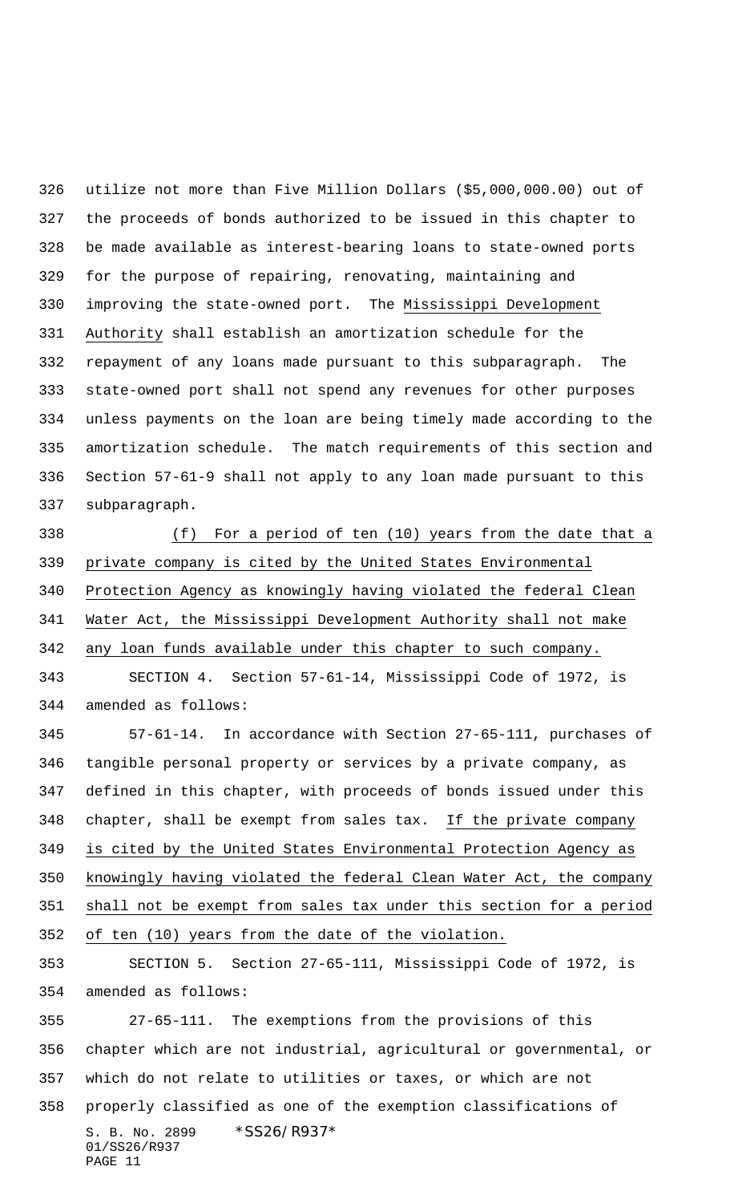utilize not more than Five Million Dollars ($5,000,000.00) out of the proceeds of bonds authorized to be issued in this chapter to be made available as interest-bearing loans to state-owned ports for the purpose of repairing, renovating, maintaining and improving the state-owned port. The Mississippi Development Authority shall establish an amortization schedule for the repayment of any loans made pursuant to this subparagraph. The state-owned port shall not spend any revenues for other purposes unless payments on the loan are being timely made according to the amortization schedule. The match requirements of this section and Section 57-61-9 shall not apply to any loan made pursuant to this subparagraph.

(f) For a period of ten (10) years from the date that a private company is cited by the United States Environmental Protection Agency as knowingly having violated the federal Clean Water Act, the Mississippi Development Authority shall not make any loan funds available under this chapter to such company.

SECTION 4. Section 57-61-14, Mississippi Code of 1972, is amended as follows:

57-61-14. In accordance with Section 27-65-111, purchases of tangible personal property or services by a private company, as defined in this chapter, with proceeds of bonds issued under this chapter, shall be exempt from sales tax. If the private company is cited by the United States Environmental Protection Agency as knowingly having violated the federal Clean Water Act, the company shall not be exempt from sales tax under this section for a period of ten (10) years from the date of the violation.

SECTION 5. Section 27-65-111, Mississippi Code of 1972, is amended as follows:

27-65-111. The exemptions from the provisions of this chapter which are not industrial, agricultural or governmental, or which do not relate to utilities or taxes, or which are not properly classified as one of the exemption classifications of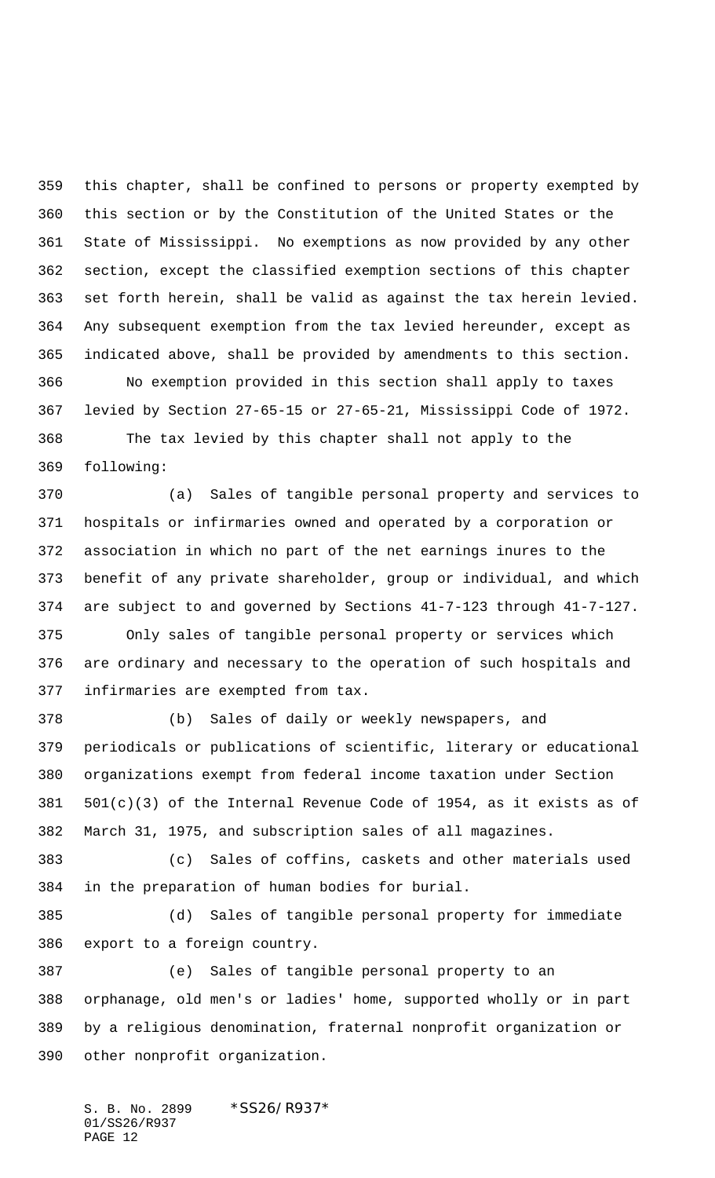this chapter, shall be confined to persons or property exempted by this section or by the Constitution of the United States or the State of Mississippi. No exemptions as now provided by any other section, except the classified exemption sections of this chapter set forth herein, shall be valid as against the tax herein levied. Any subsequent exemption from the tax levied hereunder, except as indicated above, shall be provided by amendments to this section.

No exemption provided in this section shall apply to taxes levied by Section 27-65-15 or 27-65-21, Mississippi Code of 1972.

The tax levied by this chapter shall not apply to the following:

(a) Sales of tangible personal property and services to hospitals or infirmaries owned and operated by a corporation or association in which no part of the net earnings inures to the benefit of any private shareholder, group or individual, and which are subject to and governed by Sections 41-7-123 through 41-7-127.

Only sales of tangible personal property or services which are ordinary and necessary to the operation of such hospitals and infirmaries are exempted from tax.

(b) Sales of daily or weekly newspapers, and periodicals or publications of scientific, literary or educational organizations exempt from federal income taxation under Section 501(c)(3) of the Internal Revenue Code of 1954, as it exists as of March 31, 1975, and subscription sales of all magazines.

(c) Sales of coffins, caskets and other materials used in the preparation of human bodies for burial.

(d) Sales of tangible personal property for immediate export to a foreign country.

(e) Sales of tangible personal property to an orphanage, old men's or ladies' home, supported wholly or in part by a religious denomination, fraternal nonprofit organization or other nonprofit organization.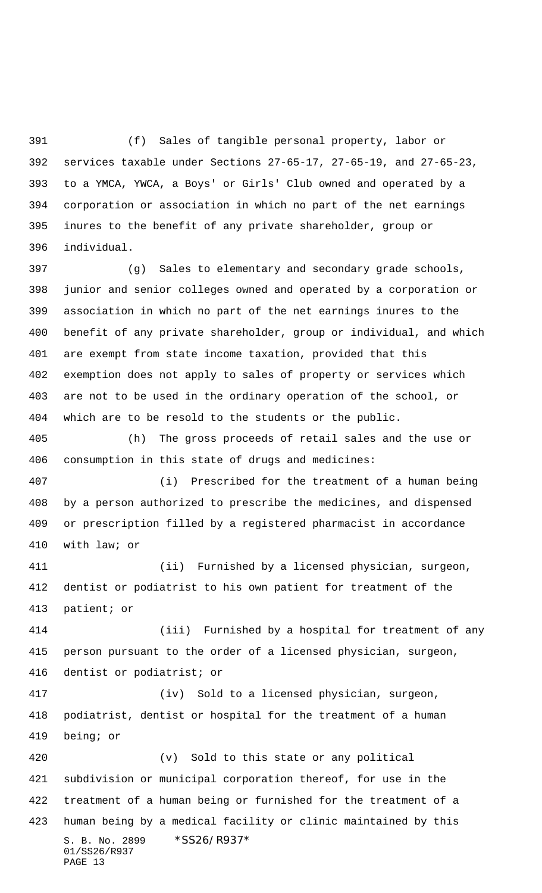(f) Sales of tangible personal property, labor or services taxable under Sections 27-65-17, 27-65-19, and 27-65-23, to a YMCA, YWCA, a Boys' or Girls' Club owned and operated by a corporation or association in which no part of the net earnings inures to the benefit of any private shareholder, group or individual.

(g) Sales to elementary and secondary grade schools, junior and senior colleges owned and operated by a corporation or association in which no part of the net earnings inures to the benefit of any private shareholder, group or individual, and which are exempt from state income taxation, provided that this exemption does not apply to sales of property or services which are not to be used in the ordinary operation of the school, or which are to be resold to the students or the public.

(h) The gross proceeds of retail sales and the use or consumption in this state of drugs and medicines:

(i) Prescribed for the treatment of a human being by a person authorized to prescribe the medicines, and dispensed or prescription filled by a registered pharmacist in accordance with law; or

(ii) Furnished by a licensed physician, surgeon, dentist or podiatrist to his own patient for treatment of the patient; or

(iii) Furnished by a hospital for treatment of any person pursuant to the order of a licensed physician, surgeon, dentist or podiatrist; or

(iv) Sold to a licensed physician, surgeon, podiatrist, dentist or hospital for the treatment of a human being; or

(v) Sold to this state or any political subdivision or municipal corporation thereof, for use in the treatment of a human being or furnished for the treatment of a human being by a medical facility or clinic maintained by this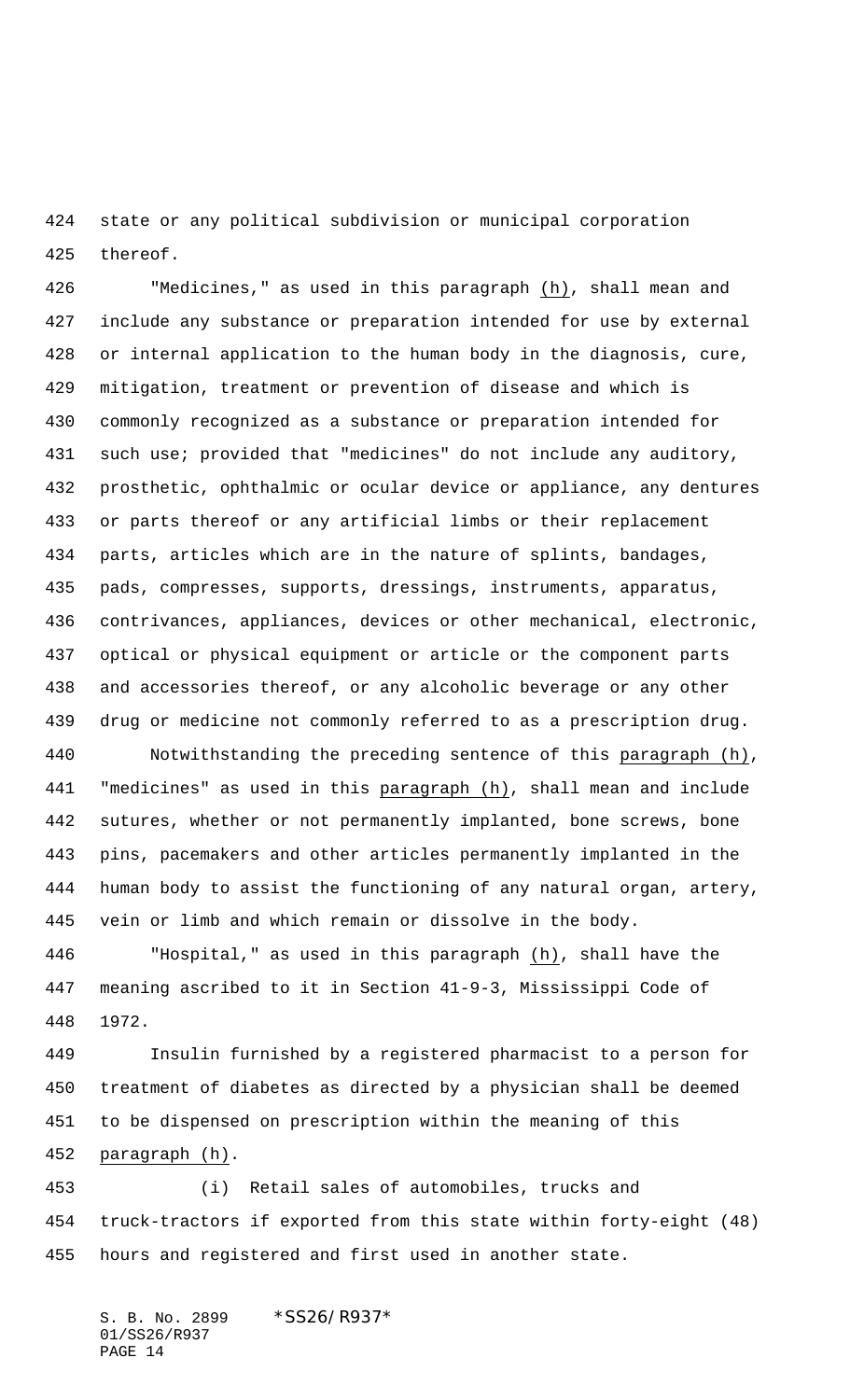state or any political subdivision or municipal corporation thereof.

"Medicines," as used in this paragraph (h), shall mean and include any substance or preparation intended for use by external or internal application to the human body in the diagnosis, cure, mitigation, treatment or prevention of disease and which is commonly recognized as a substance or preparation intended for such use; provided that "medicines" do not include any auditory, prosthetic, ophthalmic or ocular device or appliance, any dentures or parts thereof or any artificial limbs or their replacement parts, articles which are in the nature of splints, bandages, pads, compresses, supports, dressings, instruments, apparatus, contrivances, appliances, devices or other mechanical, electronic, optical or physical equipment or article or the component parts and accessories thereof, or any alcoholic beverage or any other drug or medicine not commonly referred to as a prescription drug.

Notwithstanding the preceding sentence of this paragraph (h), "medicines" as used in this paragraph (h), shall mean and include sutures, whether or not permanently implanted, bone screws, bone pins, pacemakers and other articles permanently implanted in the human body to assist the functioning of any natural organ, artery, vein or limb and which remain or dissolve in the body.

"Hospital," as used in this paragraph (h), shall have the meaning ascribed to it in Section 41-9-3, Mississippi Code of 1972.

Insulin furnished by a registered pharmacist to a person for treatment of diabetes as directed by a physician shall be deemed to be dispensed on prescription within the meaning of this paragraph (h).

(i) Retail sales of automobiles, trucks and truck-tractors if exported from this state within forty-eight (48) hours and registered and first used in another state.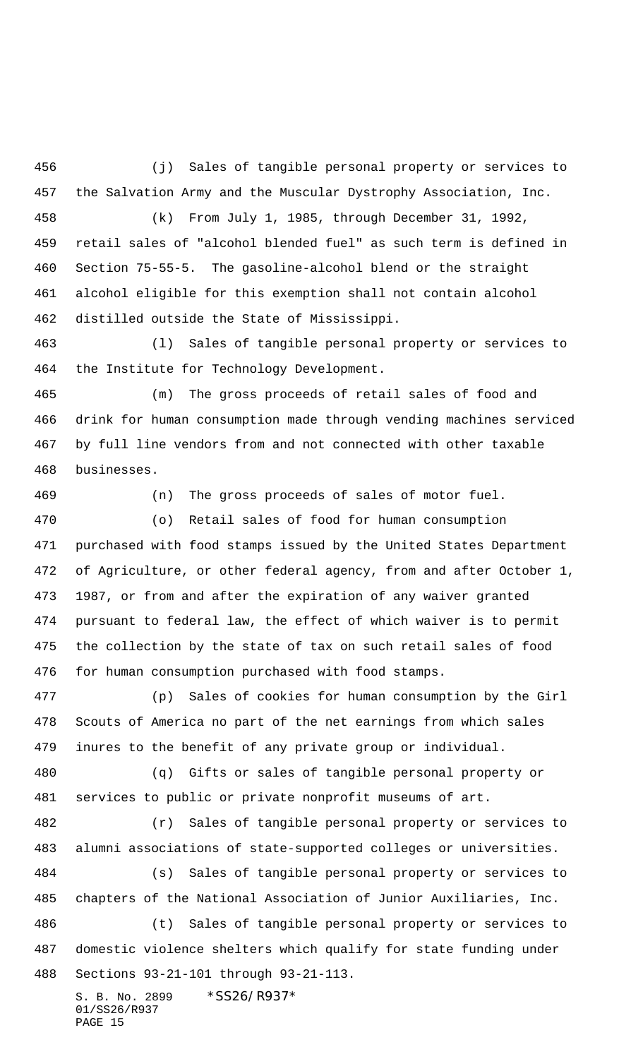(j) Sales of tangible personal property or services to the Salvation Army and the Muscular Dystrophy Association, Inc.

(k) From July 1, 1985, through December 31, 1992, retail sales of "alcohol blended fuel" as such term is defined in Section 75-55-5. The gasoline-alcohol blend or the straight alcohol eligible for this exemption shall not contain alcohol distilled outside the State of Mississippi.

(l) Sales of tangible personal property or services to the Institute for Technology Development.

(m) The gross proceeds of retail sales of food and drink for human consumption made through vending machines serviced by full line vendors from and not connected with other taxable businesses.

(n) The gross proceeds of sales of motor fuel.

(o) Retail sales of food for human consumption purchased with food stamps issued by the United States Department of Agriculture, or other federal agency, from and after October 1, 1987, or from and after the expiration of any waiver granted pursuant to federal law, the effect of which waiver is to permit the collection by the state of tax on such retail sales of food for human consumption purchased with food stamps.

(p) Sales of cookies for human consumption by the Girl Scouts of America no part of the net earnings from which sales inures to the benefit of any private group or individual.

(q) Gifts or sales of tangible personal property or services to public or private nonprofit museums of art.

(r) Sales of tangible personal property or services to alumni associations of state-supported colleges or universities.

(s) Sales of tangible personal property or services to chapters of the National Association of Junior Auxiliaries, Inc.

(t) Sales of tangible personal property or services to domestic violence shelters which qualify for state funding under Sections 93-21-101 through 93-21-113.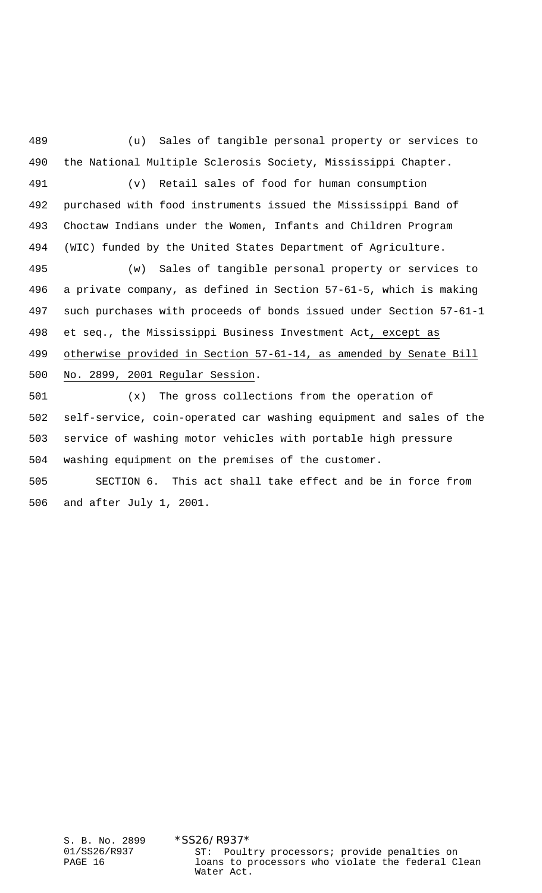(u) Sales of tangible personal property or services to the National Multiple Sclerosis Society, Mississippi Chapter.

(v) Retail sales of food for human consumption purchased with food instruments issued the Mississippi Band of Choctaw Indians under the Women, Infants and Children Program (WIC) funded by the United States Department of Agriculture.

(w) Sales of tangible personal property or services to a private company, as defined in Section 57-61-5, which is making such purchases with proceeds of bonds issued under Section 57-61-1 et seq., the Mississippi Business Investment Act, except as otherwise provided in Section 57-61-14, as amended by Senate Bill No. 2899, 2001 Regular Session.

(x) The gross collections from the operation of self-service, coin-operated car washing equipment and sales of the service of washing motor vehicles with portable high pressure washing equipment on the premises of the customer.

SECTION 6. This act shall take effect and be in force from and after July 1, 2001.